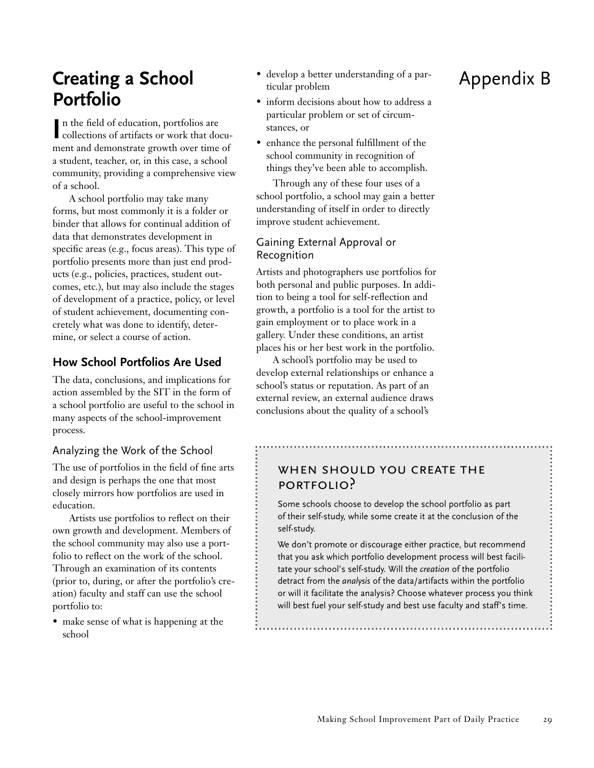Appendix B

# Creating a School Portfolio

In the field of education, portfolios are collections of artifacts or work that document and demonstrate growth over time of a student, teacher, or, in this case, a school community, providing a comprehensive view of a school.

A school portfolio may take many forms, but most commonly it is a folder or binder that allows for continual addition of data that demonstrates development in specific areas (e.g., focus areas). This type of portfolio presents more than just end products (e.g., policies, practices, student outcomes, etc.), but may also include the stages of development of a practice, policy, or level of student achievement, documenting concretely what was done to identify, determine, or select a course of action.

## How School Portfolios Are Used

The data, conclusions, and implications for action assembled by the SIT in the form of a school portfolio are useful to the school in many aspects of the school-improvement process.

### Analyzing the Work of the School

The use of portfolios in the field of fine arts and design is perhaps the one that most closely mirrors how portfolios are used in education.

Artists use portfolios to reflect on their own growth and development. Members of the school community may also use a portfolio to reflect on the work of the school. Through an examination of its contents (prior to, during, or after the portfolio's creation) faculty and staff can use the school portfolio to:

- make sense of what is happening at the school
- develop a better understanding of a particular problem
- inform decisions about how to address a particular problem or set of circumstances, or
- enhance the personal fulfillment of the school community in recognition of things they've been able to accomplish.

Through any of these four uses of a school portfolio, a school may gain a better understanding of itself in order to directly improve student achievement.

### Gaining External Approval or Recognition

Artists and photographers use portfolios for both personal and public purposes. In addition to being a tool for self-reflection and growth, a portfolio is a tool for the artist to gain employment or to place work in a gallery. Under these conditions, an artist places his or her best work in the portfolio.

A school's portfolio may be used to develop external relationships or enhance a school's status or reputation. As part of an external review, an external audience draws conclusions about the quality of a school's

> **WHEN SHOULD YOU CREATE THE PORTFOLIO?**
>
> Some schools choose to develop the school portfolio as part of their self-study, while some create it at the conclusion of the self-study.
>
> We don't promote or discourage either practice, but recommend that you ask which portfolio development process will best facilitate your school's self-study. Will the *creation* of the portfolio detract from the *analysis* of the data/artifacts within the portfolio or will it facilitate the analysis? Choose whatever process you think will best fuel your self-study and best use faculty and staff's time.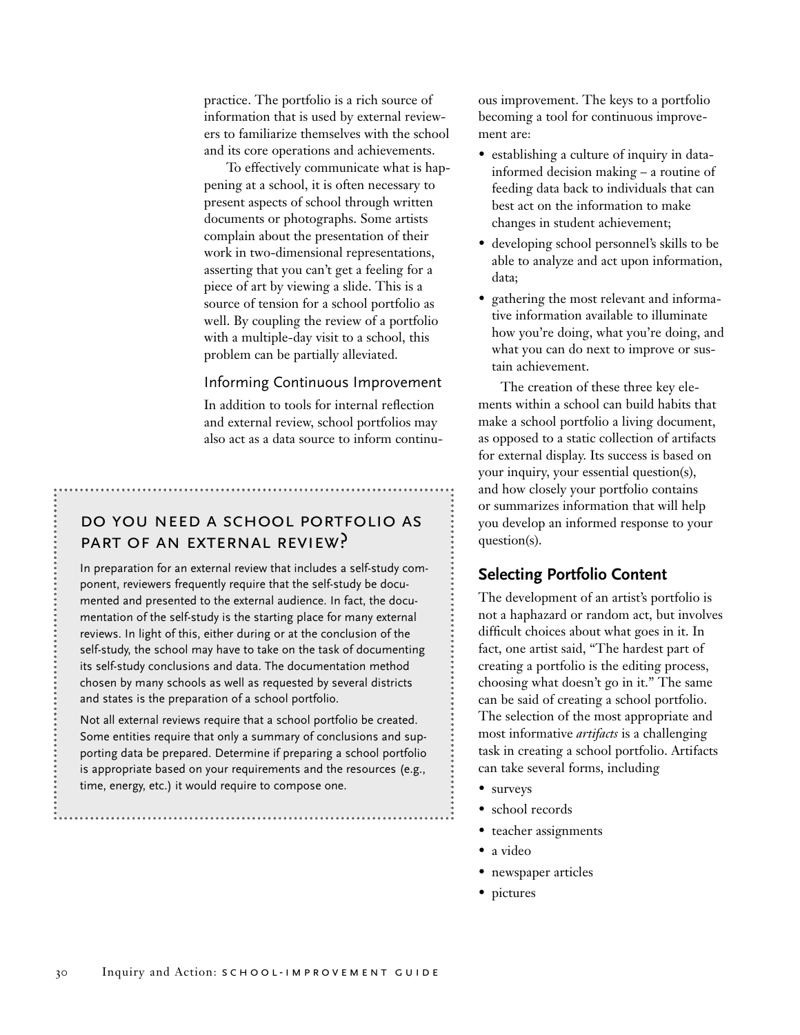practice. The portfolio is a rich source of information that is used by external reviewers to familiarize themselves with the school and its core operations and achievements.

To effectively communicate what is happening at a school, it is often necessary to present aspects of school through written documents or photographs. Some artists complain about the presentation of their work in two-dimensional representations, asserting that you can't get a feeling for a piece of art by viewing a slide. This is a source of tension for a school portfolio as well. By coupling the review of a portfolio with a multiple-day visit to a school, this problem can be partially alleviated.

### Informing Continuous Improvement

In addition to tools for internal reflection and external review, school portfolios may also act as a data source to inform continuous improvement. The keys to a portfolio becoming a tool for continuous improvement are:

- establishing a culture of inquiry in data-informed decision making – a routine of feeding data back to individuals that can best act on the information to make changes in student achievement;
- developing school personnel's skills to be able to analyze and act upon information, data;
- gathering the most relevant and informative information available to illuminate how you're doing, what you're doing, and what you can do next to improve or sustain achievement.

The creation of these three key elements within a school can build habits that make a school portfolio a living document, as opposed to a static collection of artifacts for external display. Its success is based on your inquiry, your essential question(s), and how closely your portfolio contains or summarizes information that will help you develop an informed response to your question(s).

> ### DO YOU NEED A SCHOOL PORTFOLIO AS PART OF AN EXTERNAL REVIEW?
>
> In preparation for an external review that includes a self-study component, reviewers frequently require that the self-study be documented and presented to the external audience. In fact, the documentation of the self-study is the starting place for many external reviews. In light of this, either during or at the conclusion of the self-study, the school may have to take on the task of documenting its self-study conclusions and data. The documentation method chosen by many schools as well as requested by several districts and states is the preparation of a school portfolio.
>
> Not all external reviews require that a school portfolio be created. Some entities require that only a summary of conclusions and supporting data be prepared. Determine if preparing a school portfolio is appropriate based on your requirements and the resources (e.g., time, energy, etc.) it would require to compose one.

## Selecting Portfolio Content

The development of an artist's portfolio is not a haphazard or random act, but involves difficult choices about what goes in it. In fact, one artist said, "The hardest part of creating a portfolio is the editing process, choosing what doesn't go in it." The same can be said of creating a school portfolio. The selection of the most appropriate and most informative *artifacts* is a challenging task in creating a school portfolio. Artifacts can take several forms, including

- surveys
- school records
- teacher assignments
- a video
- newspaper articles
- pictures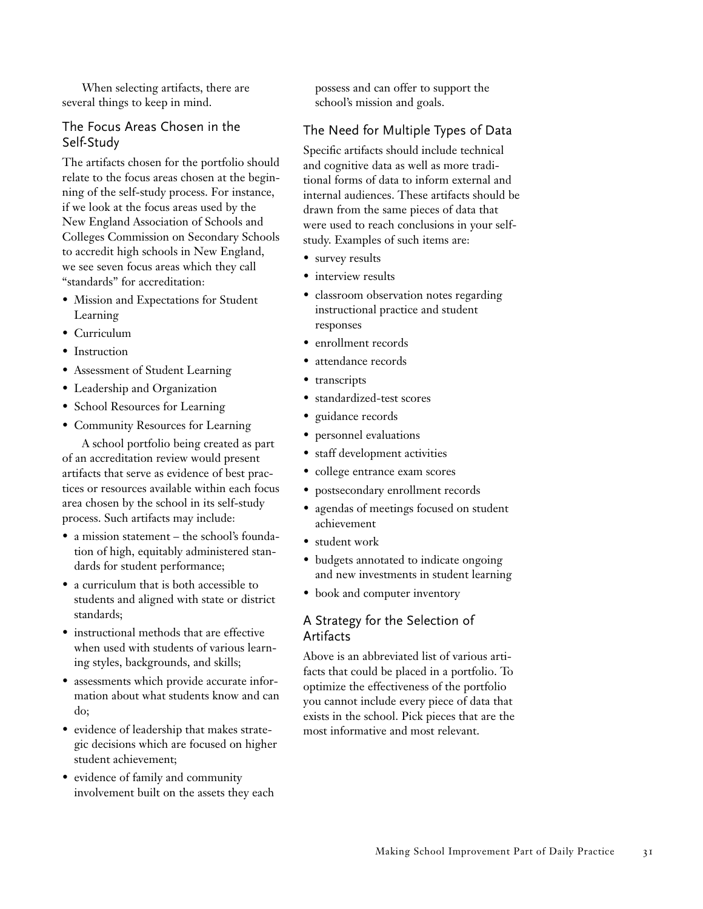When selecting artifacts, there are several things to keep in mind.

## The Focus Areas Chosen in the Self-Study

The artifacts chosen for the portfolio should relate to the focus areas chosen at the beginning of the self-study process. For instance, if we look at the focus areas used by the New England Association of Schools and Colleges Commission on Secondary Schools to accredit high schools in New England, we see seven focus areas which they call "standards" for accreditation:

- Mission and Expectations for Student Learning
- Curriculum
- Instruction
- Assessment of Student Learning
- Leadership and Organization
- School Resources for Learning
- Community Resources for Learning

A school portfolio being created as part of an accreditation review would present artifacts that serve as evidence of best practices or resources available within each focus area chosen by the school in its self-study process. Such artifacts may include:

- a mission statement – the school's foundation of high, equitably administered standards for student performance;
- a curriculum that is both accessible to students and aligned with state or district standards;
- instructional methods that are effective when used with students of various learning styles, backgrounds, and skills;
- assessments which provide accurate information about what students know and can do;
- evidence of leadership that makes strategic decisions which are focused on higher student achievement;
- evidence of family and community involvement built on the assets they each possess and can offer to support the school's mission and goals.

## The Need for Multiple Types of Data

Specific artifacts should include technical and cognitive data as well as more traditional forms of data to inform external and internal audiences. These artifacts should be drawn from the same pieces of data that were used to reach conclusions in your self-study. Examples of such items are:

- survey results
- interview results
- classroom observation notes regarding instructional practice and student responses
- enrollment records
- attendance records
- transcripts
- standardized-test scores
- guidance records
- personnel evaluations
- staff development activities
- college entrance exam scores
- postsecondary enrollment records
- agendas of meetings focused on student achievement
- student work
- budgets annotated to indicate ongoing and new investments in student learning
- book and computer inventory

## A Strategy for the Selection of Artifacts

Above is an abbreviated list of various artifacts that could be placed in a portfolio. To optimize the effectiveness of the portfolio you cannot include every piece of data that exists in the school. Pick pieces that are the most informative and most relevant.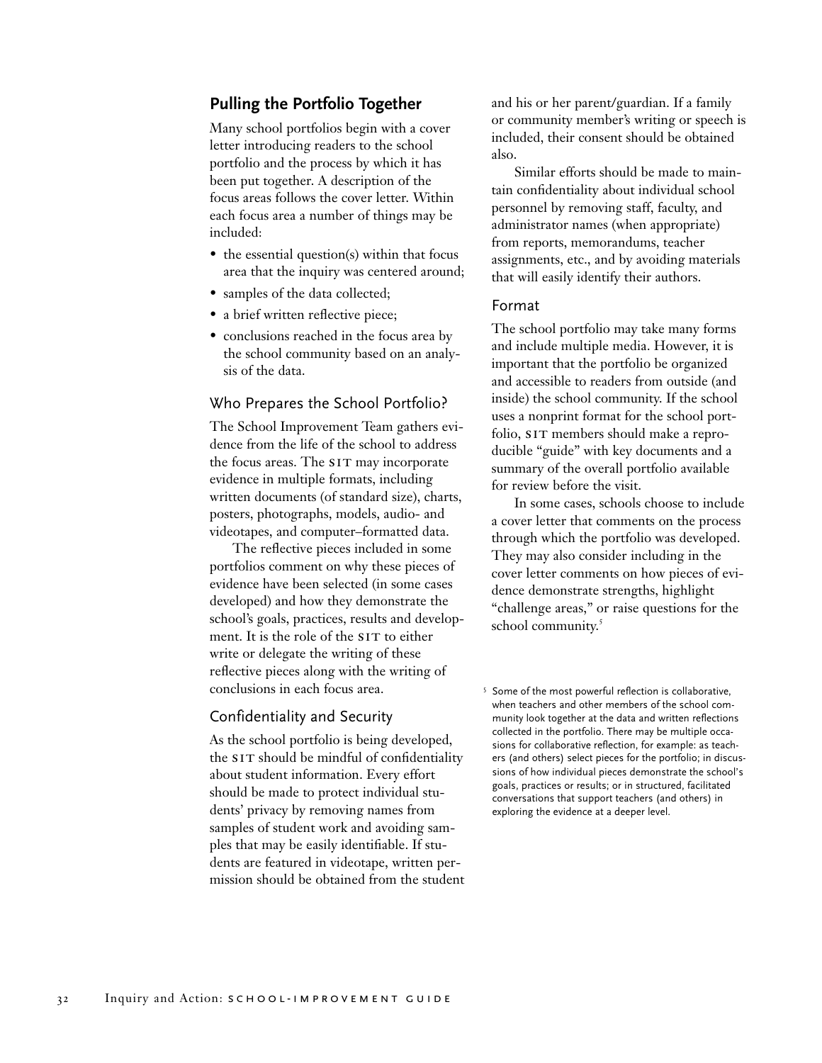## Pulling the Portfolio Together

Many school portfolios begin with a cover letter introducing readers to the school portfolio and the process by which it has been put together. A description of the focus areas follows the cover letter. Within each focus area a number of things may be included:

- the essential question(s) within that focus area that the inquiry was centered around;
- samples of the data collected;
- a brief written reflective piece;
- conclusions reached in the focus area by the school community based on an analysis of the data.

### Who Prepares the School Portfolio?

The School Improvement Team gathers evidence from the life of the school to address the focus areas. The SIT may incorporate evidence in multiple formats, including written documents (of standard size), charts, posters, photographs, models, audio- and videotapes, and computer–formatted data.

The reflective pieces included in some portfolios comment on why these pieces of evidence have been selected (in some cases developed) and how they demonstrate the school's goals, practices, results and development. It is the role of the SIT to either write or delegate the writing of these reflective pieces along with the writing of conclusions in each focus area.

### Confidentiality and Security

As the school portfolio is being developed, the SIT should be mindful of confidentiality about student information. Every effort should be made to protect individual students' privacy by removing names from samples of student work and avoiding samples that may be easily identifiable. If students are featured in videotape, written permission should be obtained from the student and his or her parent/guardian. If a family or community member's writing or speech is included, their consent should be obtained also.

Similar efforts should be made to maintain confidentiality about individual school personnel by removing staff, faculty, and administrator names (when appropriate) from reports, memorandums, teacher assignments, etc., and by avoiding materials that will easily identify their authors.

### Format

The school portfolio may take many forms and include multiple media. However, it is important that the portfolio be organized and accessible to readers from outside (and inside) the school community. If the school uses a nonprint format for the school portfolio, SIT members should make a reproducible "guide" with key documents and a summary of the overall portfolio available for review before the visit.

In some cases, schools choose to include a cover letter that comments on the process through which the portfolio was developed. They may also consider including in the cover letter comments on how pieces of evidence demonstrate strengths, highlight "challenge areas," or raise questions for the school community.[5]

[5] Some of the most powerful reflection is collaborative, when teachers and other members of the school community look together at the data and written reflections collected in the portfolio. There may be multiple occasions for collaborative reflection, for example: as teachers (and others) select pieces for the portfolio; in discussions of how individual pieces demonstrate the school's goals, practices or results; or in structured, facilitated conversations that support teachers (and others) in exploring the evidence at a deeper level.